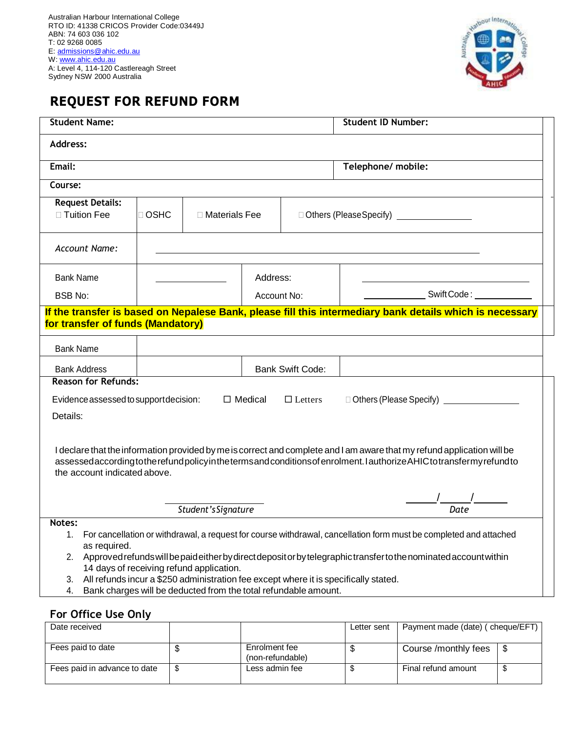Australian Harbour International College
RTO ID: 41338 CRICOS Provider Code:03449J
ABN: 74 603 036 102
T: 02 9268 0085
E: admissions@ahic.edu.au
W: www.ahic.edu.au
A: Level 4, 114-120 Castlereagh Street
Sydney NSW 2000 Australia

# REQUEST FOR REFUND FORM

| **Student Name:** | | | **Student ID Number:** |
|---|---|---|---|
| **Address:** | | | |
| **Email:** | | | **Telephone/ mobile:** |
| **Course:** | | | |
| **Request Details:** ☐ Tuition Fee | ☐ OSHC | ☐ Materials Fee | ☐ Others (Please Specify) ______________ |
| *Account Name:* | ______________________________ | | |
| Bank Name | ____________ | Address: | ______________________ |
| BSB No: | | Account No: | ____________ Swift Code: ____________ |

**If the transfer is based on Nepalese Bank, please fill this intermediary bank details which is necessary for transfer of funds (Mandatory)**

| Bank Name | | | |
|---|---|---|---|
| Bank Address | | Bank Swift Code: | |

**Reason for Refunds:**

Evidence assessed to support decision: ☐ Medical ☐ Letters ☐ Others (Please Specify) ______________

Details:

I declare that the information provided by me is correct and complete and I am aware that my refund application will be assessed according to the refund policy in the terms and conditions of enrolment. I authorize AHIC to transfer my refund to the account indicated above.

______________________ *Student's Signature*

_____/_____/_____ *Date*

**Notes:**

1. For cancellation or withdrawal, a request for course withdrawal, cancellation form must be completed and attached as required.
2. Approved refunds will be paid either by direct deposit or by telegraphic transfer to the nominated account within 14 days of receiving refund application.
3. All refunds incur a $250 administration fee except where it is specifically stated.
4. Bank charges will be deducted from the total refundable amount.

## For Office Use Only

| Date received | | | Letter sent | Payment made (date) ( cheque/EFT) | |
|---|---|---|---|---|---|
| Fees paid to date | $ | Enrolment fee (non-refundable) | $ | Course /monthly fees | $ |
| Fees paid in advance to date | $ | Less admin fee | $ | Final refund amount | $ |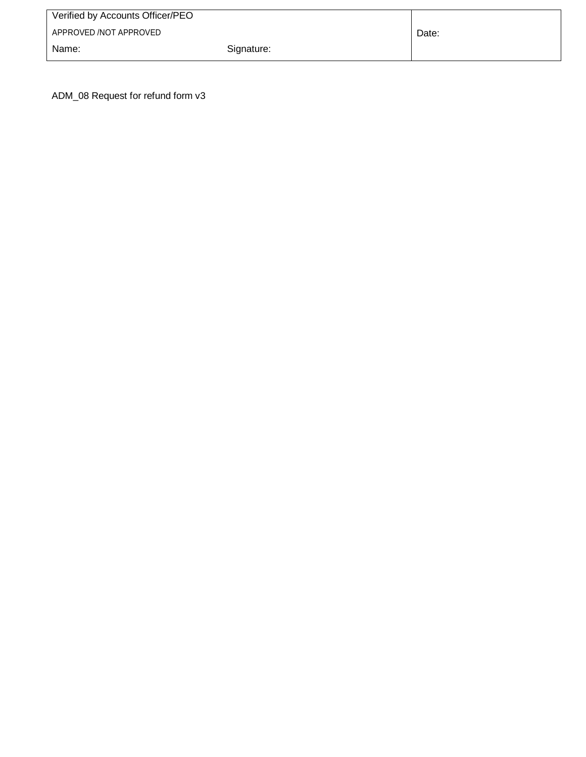| | |
|---|---|
| Verified by Accounts Officer/PEO<br>APPROVED /NOT APPROVED<br>Name: Signature: | Date: |

ADM_08 Request for refund form v3